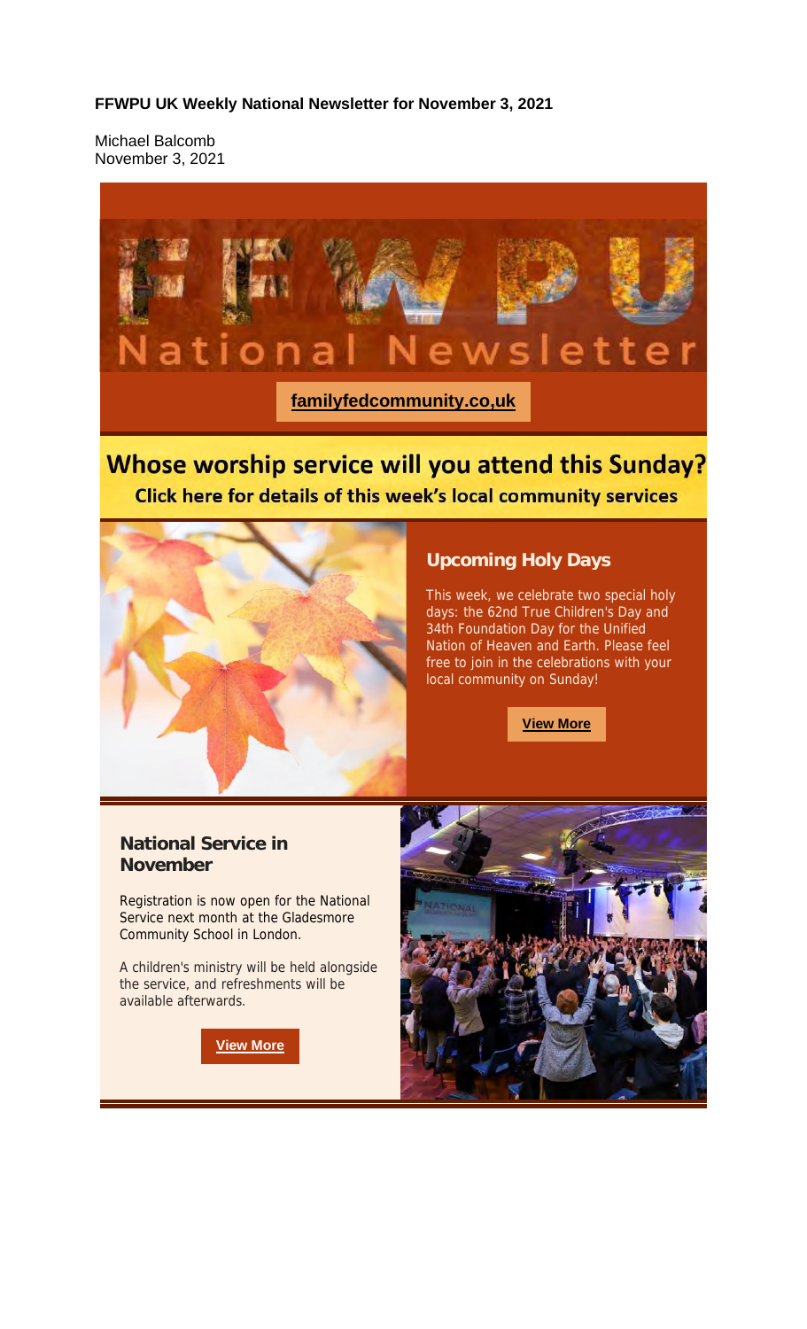**FFWPU UK Weekly National Newsletter for November 3, 2021**

Michael Balcomb
November 3, 2021

# National Newsletter

**familyfedcommunity.co,uk**

## Whose worship service will you attend this Sunday?

**Click here for details of this week's local community services**

### Upcoming Holy Days

This week, we celebrate two special holy days: the 62nd True Children's Day and 34th Foundation Day for the Unified Nation of Heaven and Earth. Please feel free to join in the celebrations with your local community on Sunday!

**View More**

### National Service in November

Registration is now open for the National Service next month at the Gladesmore Community School in London.

A children's ministry will be held alongside the service, and refreshments will be available afterwards.

**View More**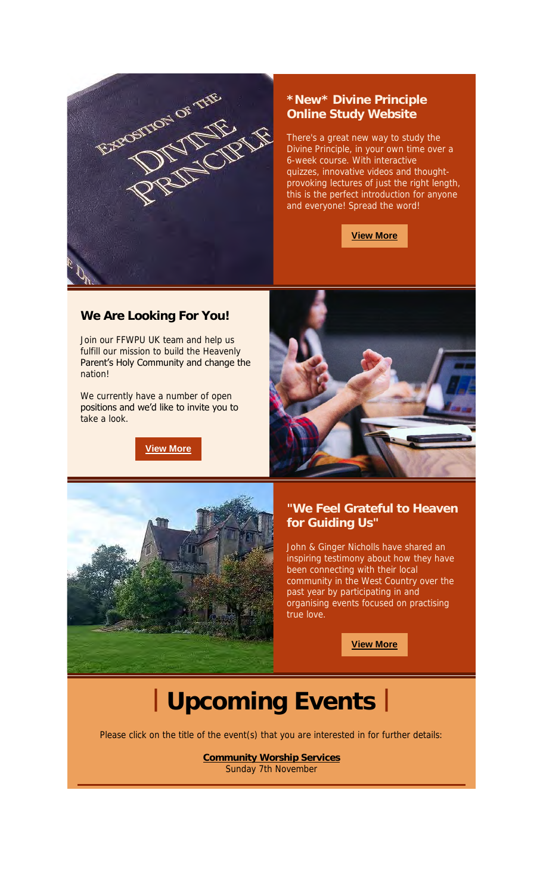### *New* Divine Principle Online Study Website

There's a great new way to study the Divine Principle, in your own time over a 6-week course. With interactive quizzes, innovative videos and thought-provoking lectures of just the right length, this is the perfect introduction for anyone and everyone! Spread the word!

**View More**

### We Are Looking For You!

Join our FFWPU UK team and help us fulfill our mission to build the Heavenly Parent's Holy Community and change the nation!

We currently have a number of open positions and we'd like to invite you to take a look.

**View More**

### "We Feel Grateful to Heaven for Guiding Us"

John & Ginger Nicholls have shared an inspiring testimony about how they have been connecting with their local community in the West Country over the past year by participating in and organising events focused on practising true love.

**View More**

# | Upcoming Events |

Please click on the title of the event(s) that you are interested in for further details:

**Community Worship Services**
Sunday 7th November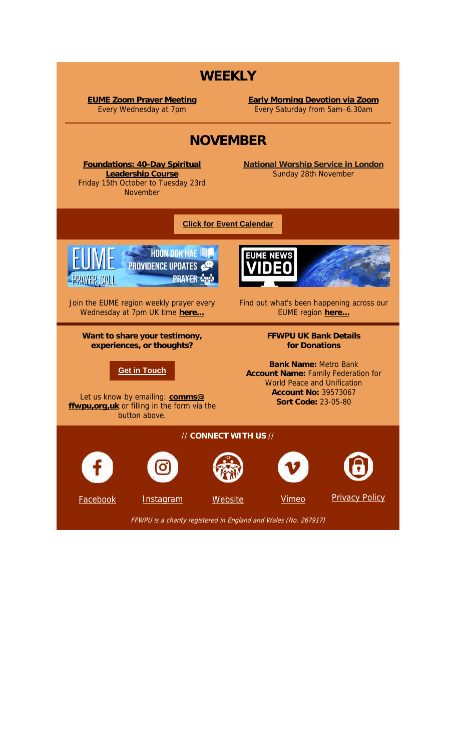## WEEKLY

**EUME Zoom Prayer Meeting**
Every Wednesday at 7pm

**Early Morning Devotion via Zoom**
Every Saturday from 5am–6.30am

## NOVEMBER

**Foundations: 40-Day Spiritual Leadership Course**
Friday 15th October to Tuesday 23rd November

**National Worship Service in London**
Sunday 28th November

**Click for Event Calendar**

Join the EUME region weekly prayer every Wednesday at 7pm UK time **here...**

Find out what's been happening across our EUME region **here...**

**Want to share your testimony, experiences, or thoughts?**

**Get in Touch**

Let us know by emailing: **comms@ ffwpu,org,uk** or filling in the form via the button above.

**FFWPU UK Bank Details for Donations**

**Bank Name:** Metro Bank
**Account Name:** Family Federation for World Peace and Unification
**Account No:** 39573067
**Sort Code:** 23-05-80

// **CONNECT WITH US** //

Facebook Instagram Website Vimeo Privacy Policy

*FFWPU is a charity registered in England and Wales (No. 267917)*